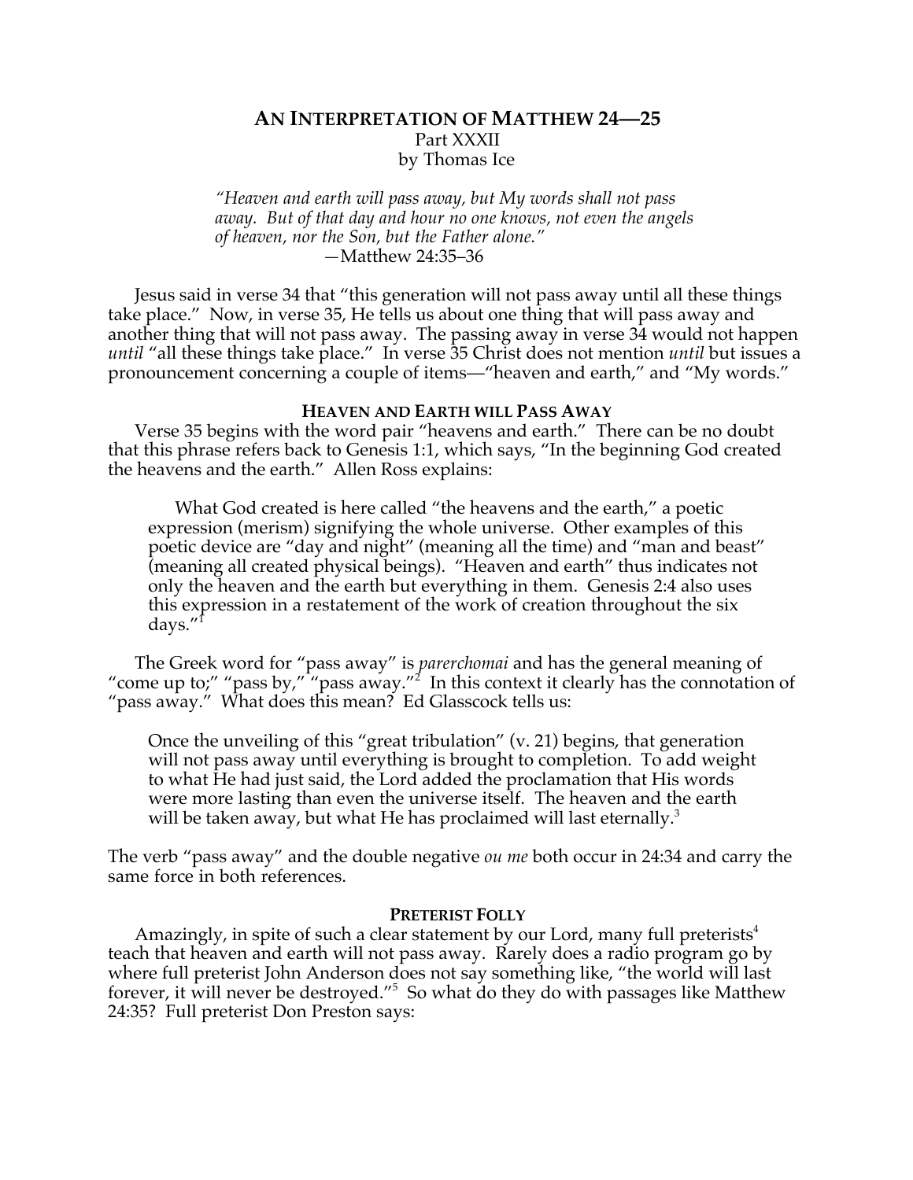# AN INTERPRETATION OF MATTHEW 24—25

Part XXXII

by Thomas Ice

> *"Heaven and earth will pass away, but My words shall not pass away. But of that day and hour no one knows, not even the angels of heaven, nor the Son, but the Father alone."*
> —Matthew 24:35–36

Jesus said in verse 34 that "this generation will not pass away until all these things take place." Now, in verse 35, He tells us about one thing that will pass away and another thing that will not pass away. The passing away in verse 34 would not happen *until* "all these things take place." In verse 35 Christ does not mention *until* but issues a pronouncement concerning a couple of items—"heaven and earth," and "My words."

## HEAVEN AND EARTH WILL PASS AWAY

Verse 35 begins with the word pair "heavens and earth." There can be no doubt that this phrase refers back to Genesis 1:1, which says, "In the beginning God created the heavens and the earth." Allen Ross explains:

> What God created is here called "the heavens and the earth," a poetic expression (merism) signifying the whole universe. Other examples of this poetic device are "day and night" (meaning all the time) and "man and beast" (meaning all created physical beings). "Heaven and earth" thus indicates not only the heaven and the earth but everything in them. Genesis 2:4 also uses this expression in a restatement of the work of creation throughout the six days."[1]

The Greek word for "pass away" is *parerchomai* and has the general meaning of "come up to;" "pass by," "pass away."[2] In this context it clearly has the connotation of "pass away." What does this mean? Ed Glasscock tells us:

> Once the unveiling of this "great tribulation" (v. 21) begins, that generation will not pass away until everything is brought to completion. To add weight to what He had just said, the Lord added the proclamation that His words were more lasting than even the universe itself. The heaven and the earth will be taken away, but what He has proclaimed will last eternally.[3]

The verb "pass away" and the double negative *ou me* both occur in 24:34 and carry the same force in both references.

## PRETERIST FOLLY

Amazingly, in spite of such a clear statement by our Lord, many full preterists[4] teach that heaven and earth will not pass away. Rarely does a radio program go by where full preterist John Anderson does not say something like, "the world will last forever, it will never be destroyed."[5] So what do they do with passages like Matthew 24:35? Full preterist Don Preston says: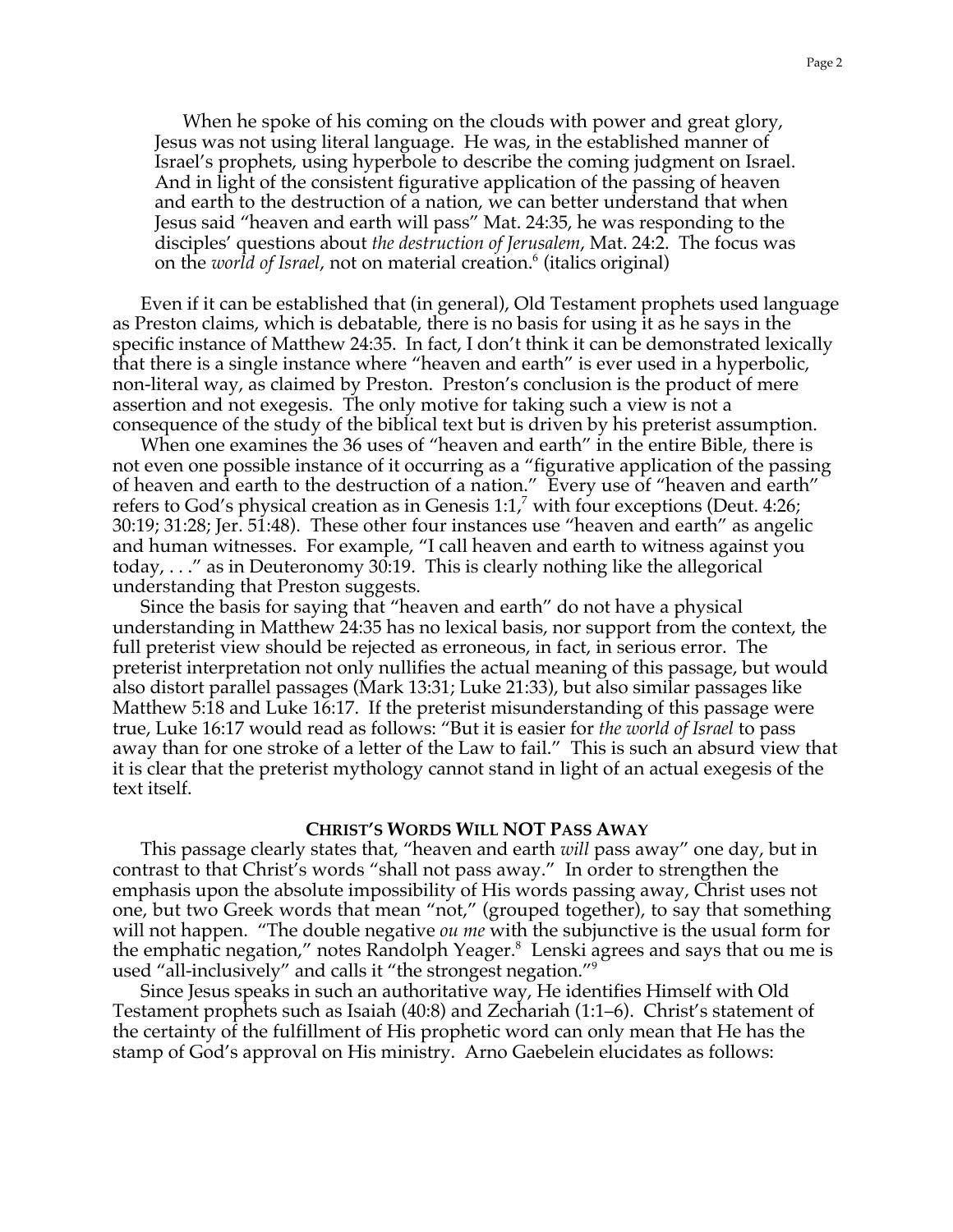> When he spoke of his coming on the clouds with power and great glory, Jesus was not using literal language. He was, in the established manner of Israel's prophets, using hyperbole to describe the coming judgment on Israel. And in light of the consistent figurative application of the passing of heaven and earth to the destruction of a nation, we can better understand that when Jesus said "heaven and earth will pass" Mat. 24:35, he was responding to the disciples' questions about *the destruction of Jerusalem*, Mat. 24:2. The focus was on the *world of Israel*, not on material creation.[6] (italics original)

Even if it can be established that (in general), Old Testament prophets used language as Preston claims, which is debatable, there is no basis for using it as he says in the specific instance of Matthew 24:35. In fact, I don't think it can be demonstrated lexically that there is a single instance where "heaven and earth" is ever used in a hyperbolic, non-literal way, as claimed by Preston. Preston's conclusion is the product of mere assertion and not exegesis. The only motive for taking such a view is not a consequence of the study of the biblical text but is driven by his preterist assumption.

When one examines the 36 uses of "heaven and earth" in the entire Bible, there is not even one possible instance of it occurring as a "figurative application of the passing of heaven and earth to the destruction of a nation." Every use of "heaven and earth" refers to God's physical creation as in Genesis 1:1,[7] with four exceptions (Deut. 4:26; 30:19; 31:28; Jer. 51:48). These other four instances use "heaven and earth" as angelic and human witnesses. For example, "I call heaven and earth to witness against you today, . . ." as in Deuteronomy 30:19. This is clearly nothing like the allegorical understanding that Preston suggests.

Since the basis for saying that "heaven and earth" do not have a physical understanding in Matthew 24:35 has no lexical basis, nor support from the context, the full preterist view should be rejected as erroneous, in fact, in serious error. The preterist interpretation not only nullifies the actual meaning of this passage, but would also distort parallel passages (Mark 13:31; Luke 21:33), but also similar passages like Matthew 5:18 and Luke 16:17. If the preterist misunderstanding of this passage were true, Luke 16:17 would read as follows: "But it is easier for *the world of Israel* to pass away than for one stroke of a letter of the Law to fail." This is such an absurd view that it is clear that the preterist mythology cannot stand in light of an actual exegesis of the text itself.

### CHRIST'S WORDS WILL NOT PASS AWAY

This passage clearly states that, "heaven and earth *will* pass away" one day, but in contrast to that Christ's words "shall not pass away." In order to strengthen the emphasis upon the absolute impossibility of His words passing away, Christ uses not one, but two Greek words that mean "not," (grouped together), to say that something will not happen. "The double negative *ou me* with the subjunctive is the usual form for the emphatic negation," notes Randolph Yeager.[8] Lenski agrees and says that ou me is used "all-inclusively" and calls it "the strongest negation."[9]

Since Jesus speaks in such an authoritative way, He identifies Himself with Old Testament prophets such as Isaiah (40:8) and Zechariah (1:1–6). Christ's statement of the certainty of the fulfillment of His prophetic word can only mean that He has the stamp of God's approval on His ministry. Arno Gaebelein elucidates as follows: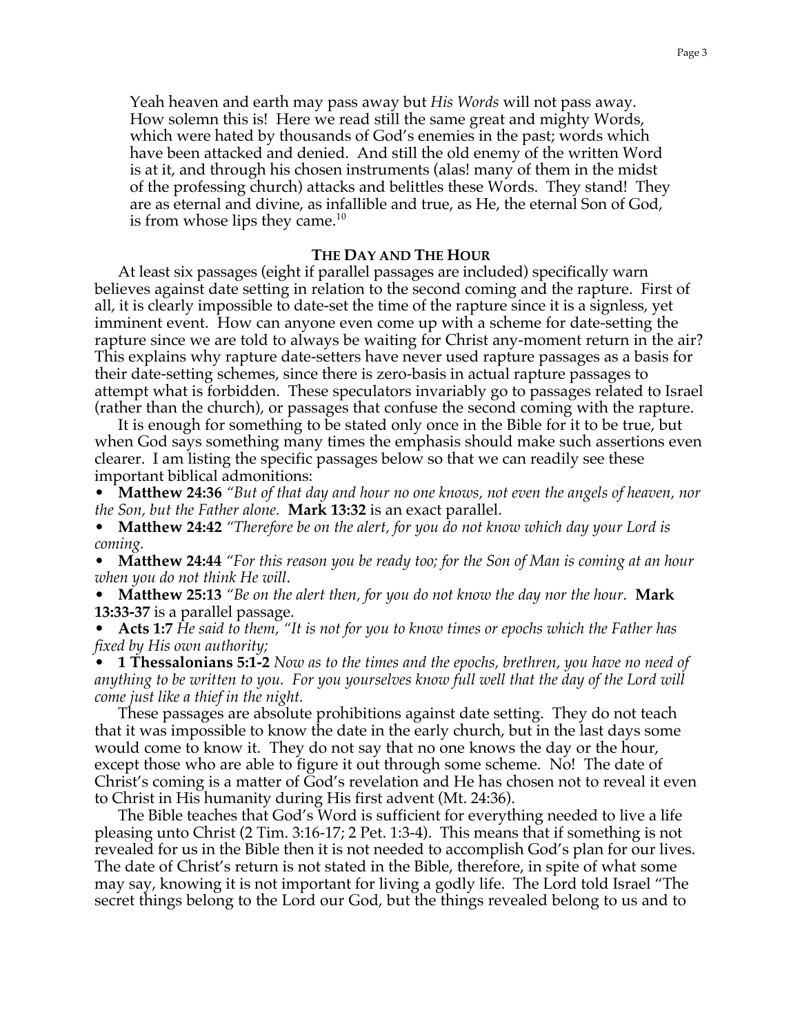> Yeah heaven and earth may pass away but *His Words* will not pass away. How solemn this is! Here we read still the same great and mighty Words, which were hated by thousands of God's enemies in the past; words which have been attacked and denied. And still the old enemy of the written Word is at it, and through his chosen instruments (alas! many of them in the midst of the professing church) attacks and belittles these Words. They stand! They are as eternal and divine, as infallible and true, as He, the eternal Son of God, is from whose lips they came.[10]

## THE DAY AND THE HOUR

At least six passages (eight if parallel passages are included) specifically warn believes against date setting in relation to the second coming and the rapture. First of all, it is clearly impossible to date-set the time of the rapture since it is a signless, yet imminent event. How can anyone even come up with a scheme for date-setting the rapture since we are told to always be waiting for Christ any-moment return in the air? This explains why rapture date-setters have never used rapture passages as a basis for their date-setting schemes, since there is zero-basis in actual rapture passages to attempt what is forbidden. These speculators invariably go to passages related to Israel (rather than the church), or passages that confuse the second coming with the rapture.

It is enough for something to be stated only once in the Bible for it to be true, but when God says something many times the emphasis should make such assertions even clearer. I am listing the specific passages below so that we can readily see these important biblical admonitions:

- **Matthew 24:36** *"But of that day and hour no one knows, not even the angels of heaven, nor the Son, but the Father alone.* **Mark 13:32** is an exact parallel.
- **Matthew 24:42** *"Therefore be on the alert, for you do not know which day your Lord is coming.*
- **Matthew 24:44** *"For this reason you be ready too; for the Son of Man is coming at an hour when you do not think He will*.
- **Matthew 25:13** *"Be on the alert then, for you do not know the day nor the hour.* **Mark 13:33-37** is a parallel passage.
- **Acts 1:7** *He said to them, "It is not for you to know times or epochs which the Father has fixed by His own authority;*
- **1 Thessalonians 5:1-2** *Now as to the times and the epochs, brethren, you have no need of anything to be written to you. For you yourselves know full well that the day of the Lord will come just like a thief in the night.*

These passages are absolute prohibitions against date setting. They do not teach that it was impossible to know the date in the early church, but in the last days some would come to know it. They do not say that no one knows the day or the hour, except those who are able to figure it out through some scheme. No! The date of Christ's coming is a matter of God's revelation and He has chosen not to reveal it even to Christ in His humanity during His first advent (Mt. 24:36).

The Bible teaches that God's Word is sufficient for everything needed to live a life pleasing unto Christ (2 Tim. 3:16-17; 2 Pet. 1:3-4). This means that if something is not revealed for us in the Bible then it is not needed to accomplish God's plan for our lives. The date of Christ's return is not stated in the Bible, therefore, in spite of what some may say, knowing it is not important for living a godly life. The Lord told Israel "The secret things belong to the Lord our God, but the things revealed belong to us and to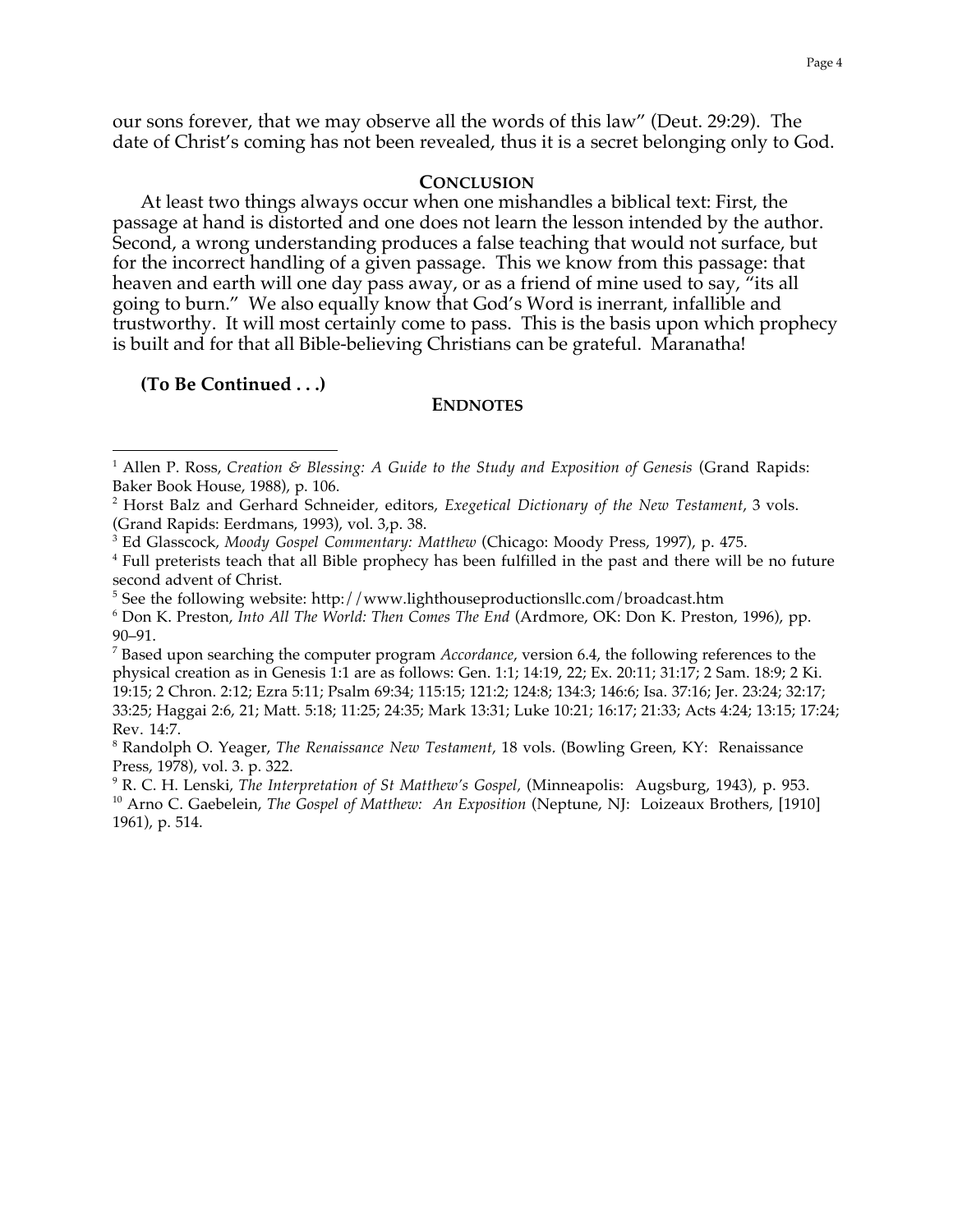our sons forever, that we may observe all the words of this law" (Deut. 29:29). The date of Christ's coming has not been revealed, thus it is a secret belonging only to God.

## CONCLUSION

At least two things always occur when one mishandles a biblical text: First, the passage at hand is distorted and one does not learn the lesson intended by the author. Second, a wrong understanding produces a false teaching that would not surface, but for the incorrect handling of a given passage. This we know from this passage: that heaven and earth will one day pass away, or as a friend of mine used to say, "its all going to burn." We also equally know that God's Word is inerrant, infallible and trustworthy. It will most certainly come to pass. This is the basis upon which prophecy is built and for that all Bible-believing Christians can be grateful. Maranatha!

**(To Be Continued . . .)**

## ENDNOTES

[1] Allen P. Ross, *Creation & Blessing: A Guide to the Study and Exposition of Genesis* (Grand Rapids: Baker Book House, 1988), p. 106.

[2] Horst Balz and Gerhard Schneider, editors, *Exegetical Dictionary of the New Testament*, 3 vols. (Grand Rapids: Eerdmans, 1993), vol. 3,p. 38.

[3] Ed Glasscock, *Moody Gospel Commentary: Matthew* (Chicago: Moody Press, 1997), p. 475.

[4] Full preterists teach that all Bible prophecy has been fulfilled in the past and there will be no future second advent of Christ.

[5] See the following website: http://www.lighthouseproductionsllc.com/broadcast.htm

[6] Don K. Preston, *Into All The World: Then Comes The End* (Ardmore, OK: Don K. Preston, 1996), pp. 90–91.

[7] Based upon searching the computer program *Accordance*, version 6.4, the following references to the physical creation as in Genesis 1:1 are as follows: Gen. 1:1; 14:19, 22; Ex. 20:11; 31:17; 2 Sam. 18:9; 2 Ki. 19:15; 2 Chron. 2:12; Ezra 5:11; Psalm 69:34; 115:15; 121:2; 124:8; 134:3; 146:6; Isa. 37:16; Jer. 23:24; 32:17; 33:25; Haggai 2:6, 21; Matt. 5:18; 11:25; 24:35; Mark 13:31; Luke 10:21; 16:17; 21:33; Acts 4:24; 13:15; 17:24; Rev. 14:7.

[8] Randolph O. Yeager, *The Renaissance New Testament*, 18 vols. (Bowling Green, KY: Renaissance Press, 1978), vol. 3. p. 322.

[9] R. C. H. Lenski, *The Interpretation of St Matthew's Gospel,* (Minneapolis: Augsburg, 1943), p. 953.

[10] Arno C. Gaebelein, *The Gospel of Matthew: An Exposition* (Neptune, NJ: Loizeaux Brothers, [1910] 1961), p. 514.